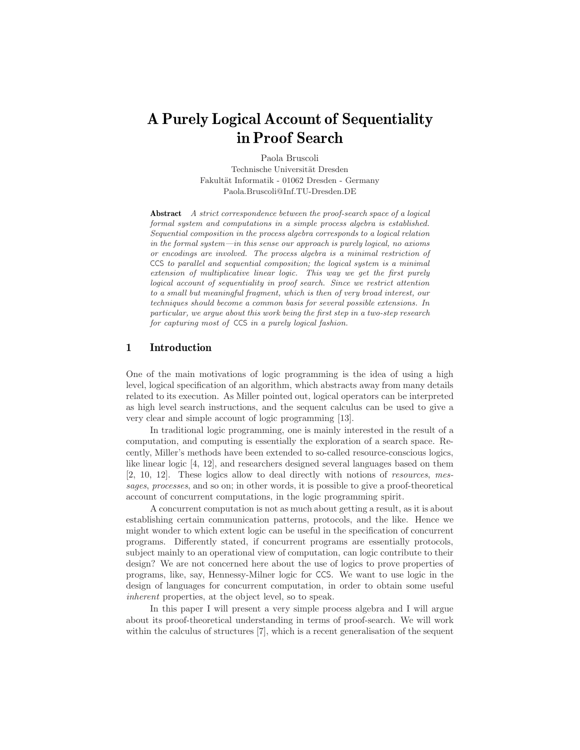# A Purely Logical Account of Sequentiality in Proof Search

Paola Bruscoli
Technische Universität Dresden
Fakultät Informatik - 01062 Dresden - Germany
Paola.Bruscoli@Inf.TU-Dresden.DE

**Abstract** *A strict correspondence between the proof-search space of a logical formal system and computations in a simple process algebra is established. Sequential composition in the process algebra corresponds to a logical relation in the formal system—in this sense our approach is purely logical, no axioms or encodings are involved. The process algebra is a minimal restriction of* CCS *to parallel and sequential composition; the logical system is a minimal extension of multiplicative linear logic. This way we get the first purely logical account of sequentiality in proof search. Since we restrict attention to a small but meaningful fragment, which is then of very broad interest, our techniques should become a common basis for several possible extensions. In particular, we argue about this work being the first step in a two-step research for capturing most of* CCS *in a purely logical fashion.*

## 1 Introduction

One of the main motivations of logic programming is the idea of using a high level, logical specification of an algorithm, which abstracts away from many details related to its execution. As Miller pointed out, logical operators can be interpreted as high level search instructions, and the sequent calculus can be used to give a very clear and simple account of logic programming [13].

In traditional logic programming, one is mainly interested in the result of a computation, and computing is essentially the exploration of a search space. Recently, Miller's methods have been extended to so-called resource-conscious logics, like linear logic [4, 12], and researchers designed several languages based on them [2, 10, 12]. These logics allow to deal directly with notions of *resources*, *messages*, *processes*, and so on; in other words, it is possible to give a proof-theoretical account of concurrent computations, in the logic programming spirit.

A concurrent computation is not as much about getting a result, as it is about establishing certain communication patterns, protocols, and the like. Hence we might wonder to which extent logic can be useful in the specification of concurrent programs. Differently stated, if concurrent programs are essentially protocols, subject mainly to an operational view of computation, can logic contribute to their design? We are not concerned here about the use of logics to prove properties of programs, like, say, Hennessy-Milner logic for CCS. We want to use logic in the design of languages for concurrent computation, in order to obtain some useful *inherent* properties, at the object level, so to speak.

In this paper I will present a very simple process algebra and I will argue about its proof-theoretical understanding in terms of proof-search. We will work within the calculus of structures [7], which is a recent generalisation of the sequent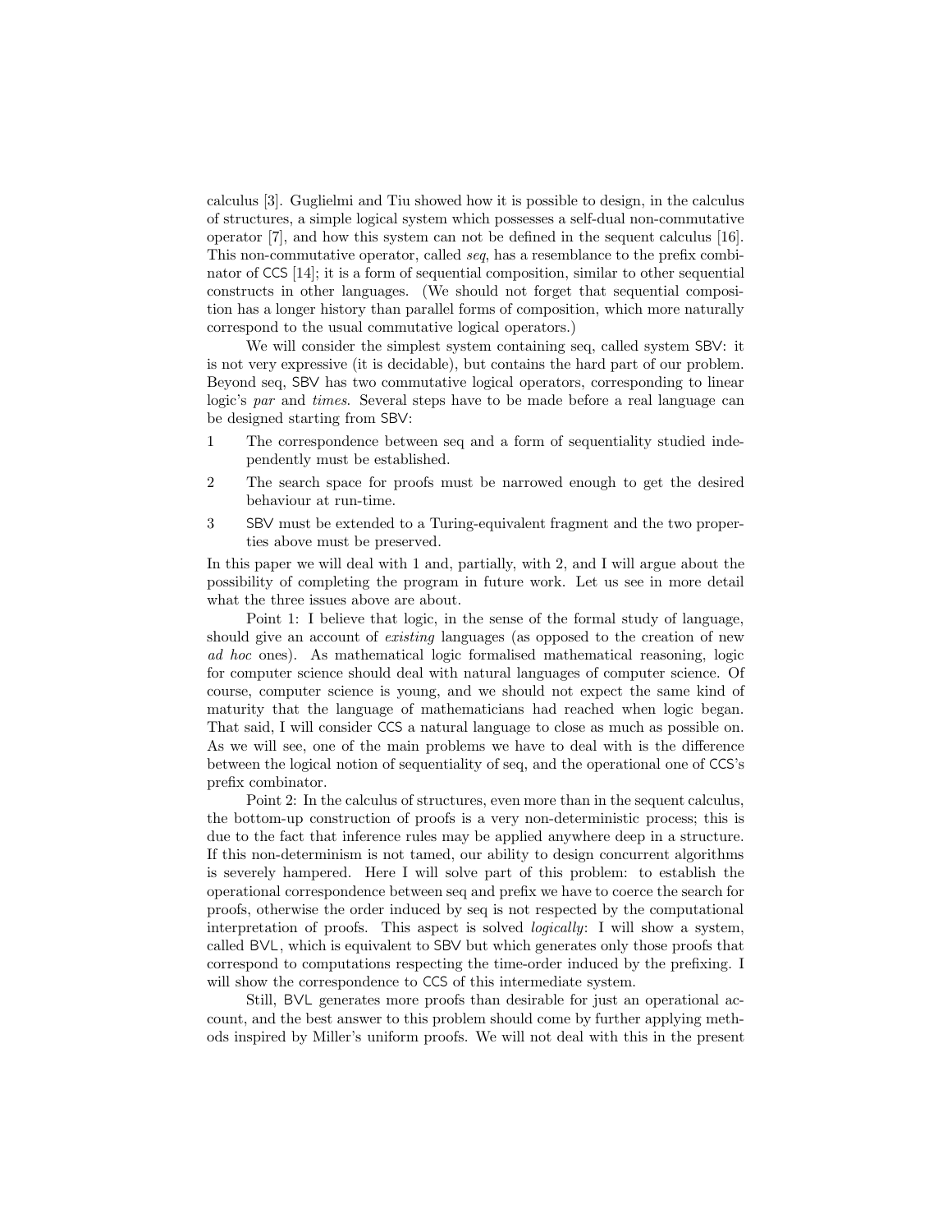calculus [3]. Guglielmi and Tiu showed how it is possible to design, in the calculus of structures, a simple logical system which possesses a self-dual non-commutative operator [7], and how this system can not be defined in the sequent calculus [16]. This non-commutative operator, called *seq*, has a resemblance to the prefix combinator of CCS [14]; it is a form of sequential composition, similar to other sequential constructs in other languages. (We should not forget that sequential composition has a longer history than parallel forms of composition, which more naturally correspond to the usual commutative logical operators.)

We will consider the simplest system containing seq, called system SBV: it is not very expressive (it is decidable), but contains the hard part of our problem. Beyond seq, SBV has two commutative logical operators, corresponding to linear logic's *par* and *times*. Several steps have to be made before a real language can be designed starting from SBV:

1 The correspondence between seq and a form of sequentiality studied independently must be established.

2 The search space for proofs must be narrowed enough to get the desired behaviour at run-time.

3 SBV must be extended to a Turing-equivalent fragment and the two properties above must be preserved.

In this paper we will deal with 1 and, partially, with 2, and I will argue about the possibility of completing the program in future work. Let us see in more detail what the three issues above are about.

Point 1: I believe that logic, in the sense of the formal study of language, should give an account of *existing* languages (as opposed to the creation of new *ad hoc* ones). As mathematical logic formalised mathematical reasoning, logic for computer science should deal with natural languages of computer science. Of course, computer science is young, and we should not expect the same kind of maturity that the language of mathematicians had reached when logic began. That said, I will consider CCS a natural language to close as much as possible on. As we will see, one of the main problems we have to deal with is the difference between the logical notion of sequentiality of seq, and the operational one of CCS's prefix combinator.

Point 2: In the calculus of structures, even more than in the sequent calculus, the bottom-up construction of proofs is a very non-deterministic process; this is due to the fact that inference rules may be applied anywhere deep in a structure. If this non-determinism is not tamed, our ability to design concurrent algorithms is severely hampered. Here I will solve part of this problem: to establish the operational correspondence between seq and prefix we have to coerce the search for proofs, otherwise the order induced by seq is not respected by the computational interpretation of proofs. This aspect is solved *logically*: I will show a system, called BVL, which is equivalent to SBV but which generates only those proofs that correspond to computations respecting the time-order induced by the prefixing. I will show the correspondence to CCS of this intermediate system.

Still, BVL generates more proofs than desirable for just an operational account, and the best answer to this problem should come by further applying methods inspired by Miller's uniform proofs. We will not deal with this in the present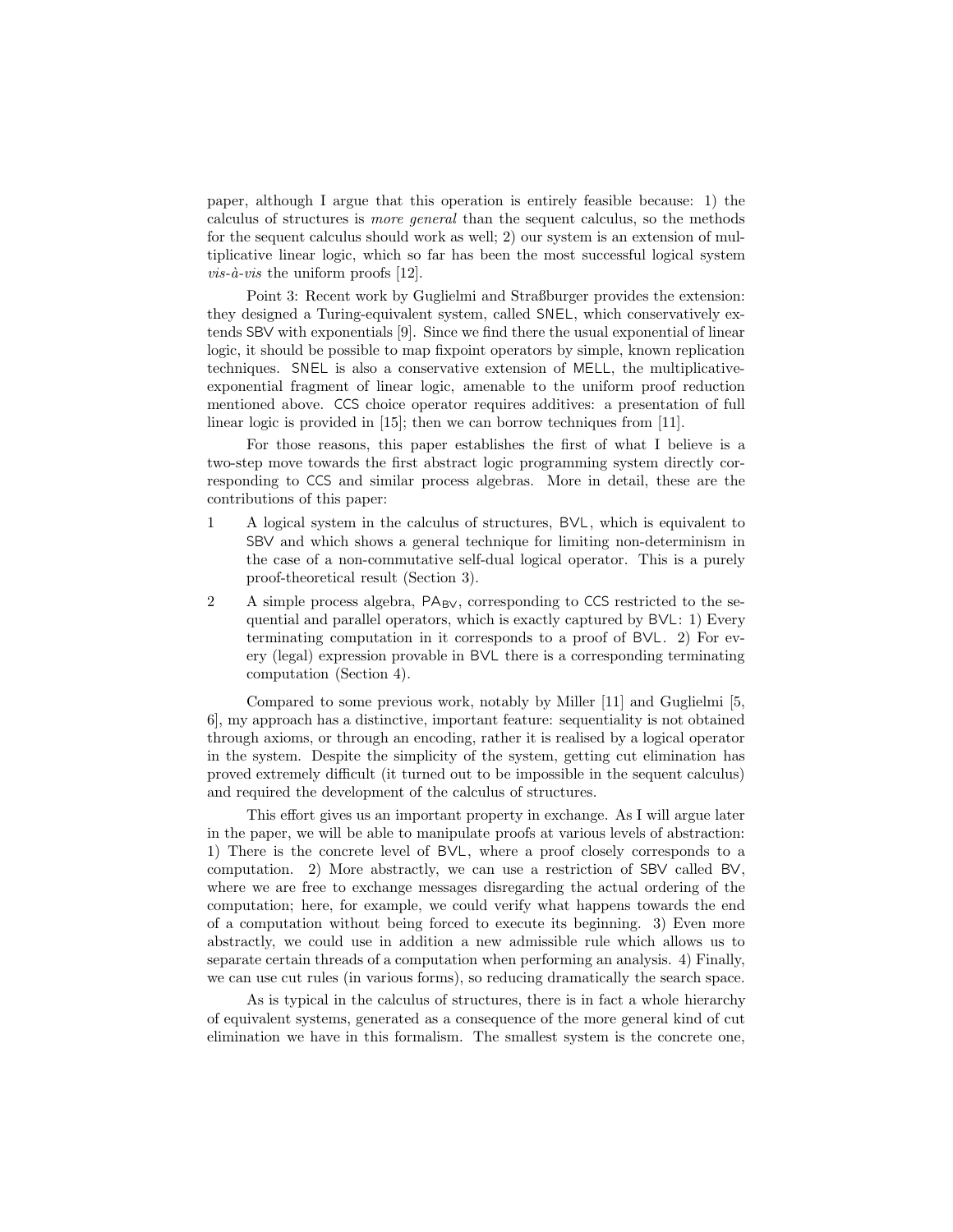paper, although I argue that this operation is entirely feasible because: 1) the calculus of structures is *more general* than the sequent calculus, so the methods for the sequent calculus should work as well; 2) our system is an extension of multiplicative linear logic, which so far has been the most successful logical system *vis-à-vis* the uniform proofs [12].

Point 3: Recent work by Guglielmi and Straßburger provides the extension: they designed a Turing-equivalent system, called SNEL, which conservatively extends SBV with exponentials [9]. Since we find there the usual exponential of linear logic, it should be possible to map fixpoint operators by simple, known replication techniques. SNEL is also a conservative extension of MELL, the multiplicative-exponential fragment of linear logic, amenable to the uniform proof reduction mentioned above. CCS choice operator requires additives: a presentation of full linear logic is provided in [15]; then we can borrow techniques from [11].

For those reasons, this paper establishes the first of what I believe is a two-step move towards the first abstract logic programming system directly corresponding to CCS and similar process algebras. More in detail, these are the contributions of this paper:

1. A logical system in the calculus of structures, BVL, which is equivalent to SBV and which shows a general technique for limiting non-determinism in the case of a non-commutative self-dual logical operator. This is a purely proof-theoretical result (Section 3).
2. A simple process algebra, $\mathsf{PA}_{\mathsf{BV}}$, corresponding to CCS restricted to the sequential and parallel operators, which is exactly captured by BVL: 1) Every terminating computation in it corresponds to a proof of BVL. 2) For every (legal) expression provable in BVL there is a corresponding terminating computation (Section 4).

Compared to some previous work, notably by Miller [11] and Guglielmi [5, 6], my approach has a distinctive, important feature: sequentiality is not obtained through axioms, or through an encoding, rather it is realised by a logical operator in the system. Despite the simplicity of the system, getting cut elimination has proved extremely difficult (it turned out to be impossible in the sequent calculus) and required the development of the calculus of structures.

This effort gives us an important property in exchange. As I will argue later in the paper, we will be able to manipulate proofs at various levels of abstraction: 1) There is the concrete level of BVL, where a proof closely corresponds to a computation. 2) More abstractly, we can use a restriction of SBV called BV, where we are free to exchange messages disregarding the actual ordering of the computation; here, for example, we could verify what happens towards the end of a computation without being forced to execute its beginning. 3) Even more abstractly, we could use in addition a new admissible rule which allows us to separate certain threads of a computation when performing an analysis. 4) Finally, we can use cut rules (in various forms), so reducing dramatically the search space.

As is typical in the calculus of structures, there is in fact a whole hierarchy of equivalent systems, generated as a consequence of the more general kind of cut elimination we have in this formalism. The smallest system is the concrete one,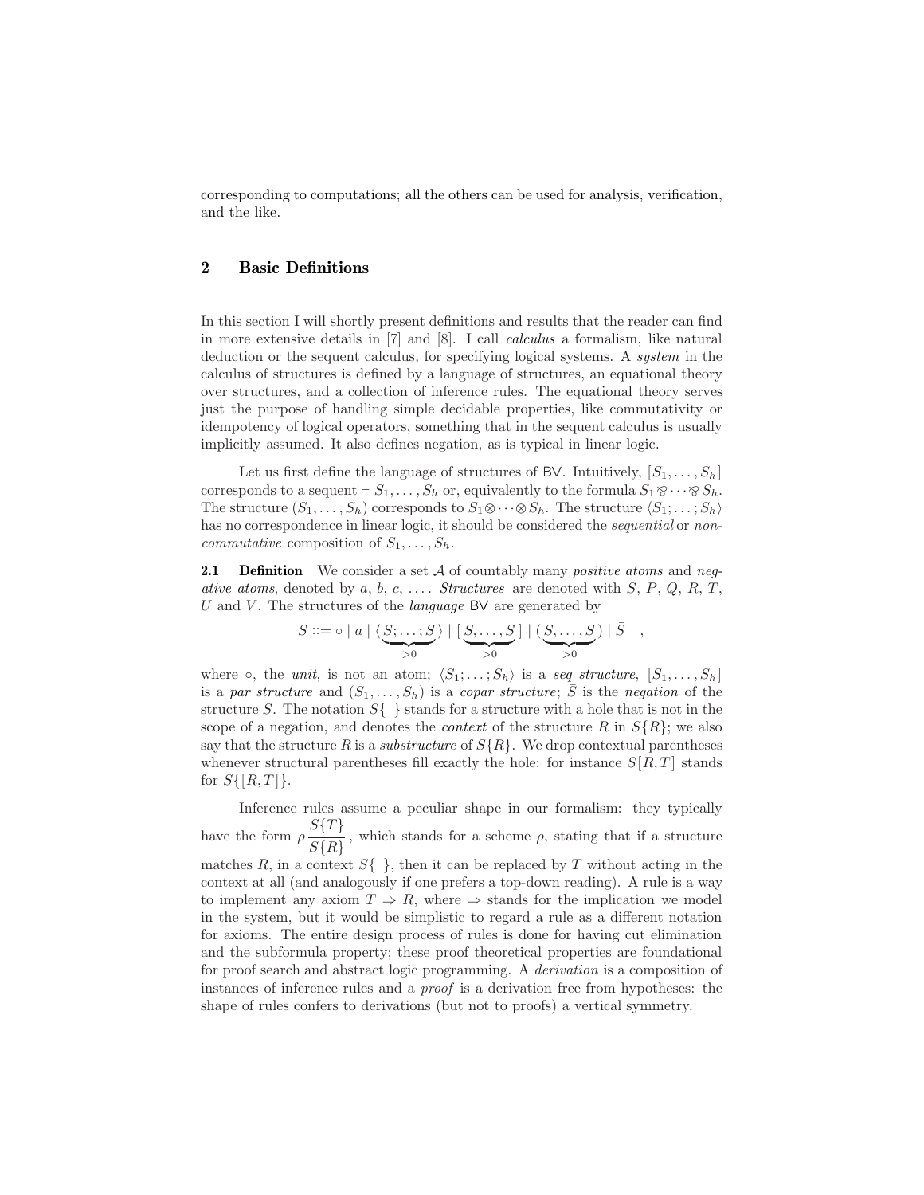corresponding to computations; all the others can be used for analysis, verification, and the like.

## 2 Basic Definitions

In this section I will shortly present definitions and results that the reader can find in more extensive details in [7] and [8]. I call *calculus* a formalism, like natural deduction or the sequent calculus, for specifying logical systems. A *system* in the calculus of structures is defined by a language of structures, an equational theory over structures, and a collection of inference rules. The equational theory serves just the purpose of handling simple decidable properties, like commutativity or idempotency of logical operators, something that in the sequent calculus is usually implicitly assumed. It also defines negation, as is typical in linear logic.

Let us first define the language of structures of BV. Intuitively, $[S_1, \dots, S_h]$ corresponds to a sequent $\vdash S_1, \dots, S_h$ or, equivalently to the formula $S_1 \parr \cdots \parr S_h$. The structure $(S_1, \dots, S_h)$ corresponds to $S_1 \otimes \cdots \otimes S_h$. The structure $\langle S_1; \dots; S_h \rangle$ has no correspondence in linear logic, it should be considered the *sequential* or *non-commutative* composition of $S_1, \dots, S_h$.

**2.1 Definition** We consider a set $\mathcal{A}$ of countably many *positive atoms* and *negative atoms*, denoted by $a$, $b$, $c$, .... *Structures* are denoted with $S$, $P$, $Q$, $R$, $T$, $U$ and $V$. The structures of the *language* BV are generated by

$$S ::= \circ \mid a \mid \langle \underbrace{S; \dots; S}_{>0} \rangle \mid [\underbrace{S, \dots, S}_{>0}] \mid (\underbrace{S, \dots, S}_{>0}) \mid \bar{S} \quad ,$$

where $\circ$, the *unit*, is not an atom; $\langle S_1; \dots; S_h \rangle$ is a *seq structure*, $[S_1, \dots, S_h]$ is a *par structure* and $(S_1, \dots, S_h)$ is a *copar structure*; $\bar{S}$ is the *negation* of the structure $S$. The notation $S\{\ \}$ stands for a structure with a hole that is not in the scope of a negation, and denotes the *context* of the structure $R$ in $S\{R\}$; we also say that the structure $R$ is a *substructure* of $S\{R\}$. We drop contextual parentheses whenever structural parentheses fill exactly the hole: for instance $S[R, T]$ stands for $S\{[R, T]\}$.

Inference rules assume a peculiar shape in our formalism: they typically have the form $\rho \dfrac{S\{T\}}{S\{R\}}$, which stands for a scheme $\rho$, stating that if a structure matches $R$, in a context $S\{\ \}$, then it can be replaced by $T$ without acting in the context at all (and analogously if one prefers a top-down reading). A rule is a way to implement any axiom $T \Rightarrow R$, where $\Rightarrow$ stands for the implication we model in the system, but it would be simplistic to regard a rule as a different notation for axioms. The entire design process of rules is done for having cut elimination and the subformula property; these proof theoretical properties are foundational for proof search and abstract logic programming. A *derivation* is a composition of instances of inference rules and a *proof* is a derivation free from hypotheses: the shape of rules confers to derivations (but not to proofs) a vertical symmetry.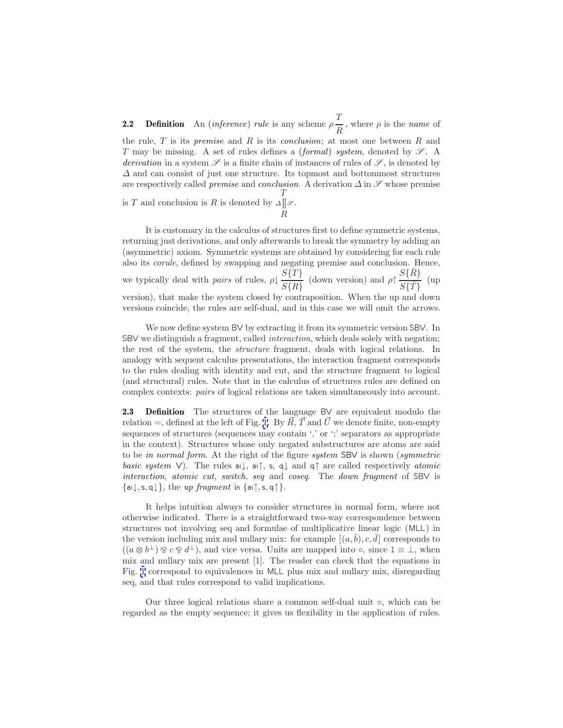**2.2 Definition** An (*inference*) *rule* is any scheme $\rho\,\dfrac{T}{R}$, where $\rho$ is the *name* of the rule, $T$ is its *premise* and $R$ is its *conclusion*; at most one between $R$ and $T$ may be missing. A set of rules defines a (*formal*) *system*, denoted by $\mathscr{S}$. A *derivation* in a system $\mathscr{S}$ is a finite chain of instances of rules of $\mathscr{S}$, is denoted by $\Delta$ and can consist of just one structure. Its topmost and bottommost structures are respectively called *premise* and *conclusion*. A derivation $\Delta$ in $\mathscr{S}$ whose premise is $T$ and conclusion is $R$ is denoted by $\begin{array}{c}T\\ \Delta\|\mathscr{S}\\ R\end{array}$.

It is customary in the calculus of structures first to define symmetric systems, returning just derivations, and only afterwards to break the symmetry by adding an (asymmetric) axiom. Symmetric systems are obtained by considering for each rule also its *corule*, defined by swapping and negating premise and conclusion. Hence, we typically deal with *pairs* of rules, $\rho{\downarrow}\,\dfrac{S\{T\}}{S\{R\}}$ (down version) and $\rho{\uparrow}\,\dfrac{S\{\bar{R}\}}{S\{\bar{T}\}}$ (up version), that make the system closed by contraposition. When the up and down versions coincide, the rules are self-dual, and in this case we will omit the arrows.

We now define system $\mathsf{BV}$ by extracting it from its symmetric version $\mathsf{SBV}$. In $\mathsf{SBV}$ we distinguish a fragment, called *interaction*, which deals solely with negation; the rest of the system, the *structure* fragment, deals with logical relations. In analogy with sequent calculus presentations, the interaction fragment corresponds to the rules dealing with identity and cut, and the structure fragment to logical (and structural) rules. Note that in the calculus of structures rules are defined on complex contexts: *pairs* of logical relations are taken simultaneously into account.

**2.3 Definition** The structures of the language $\mathsf{BV}$ are equivalent modulo the relation $=$, defined at the left of Fig. 1. By $\vec{R}$, $\vec{T}$ and $\vec{U}$ we denote finite, non-empty sequences of structures (sequences may contain ',' or ';' separators as appropriate in the context). Structures whose only negated substructures are atoms are said to be *in normal form*. At the right of the figure *system* $\mathsf{SBV}$ is shown (*symmetric basic system* $\mathsf{V}$). The rules $\mathsf{ai}{\downarrow}$, $\mathsf{ai}{\uparrow}$, $\mathsf{s}$, $\mathsf{q}{\downarrow}$ and $\mathsf{q}{\uparrow}$ are called respectively *atomic interaction*, *atomic cut*, *switch*, *seq* and *coseq*. The *down fragment* of $\mathsf{SBV}$ is $\{\mathsf{ai}{\downarrow}, \mathsf{s}, \mathsf{q}{\downarrow}\}$, the *up fragment* is $\{\mathsf{ai}{\uparrow}, \mathsf{s}, \mathsf{q}{\uparrow}\}$.

It helps intuition always to consider structures in normal form, where not otherwise indicated. There is a straightforward two-way correspondence between structures not involving seq and formulae of multiplicative linear logic ($\mathsf{MLL}$) in the version including mix and nullary mix: for example $[(a, \bar{b}), c, \bar{d}]$ corresponds to $((a \otimes b^{\perp}) \mathbin{⅋} c \mathbin{⅋} d^{\perp})$, and vice versa. Units are mapped into $\circ$, since $1 \equiv \perp$, when mix and nullary mix are present [1]. The reader can check that the equations in Fig. 1 correspond to equivalences in $\mathsf{MLL}$ plus mix and nullary mix, disregarding seq, and that rules correspond to valid implications.

Our three logical relations share a common self-dual unit $\circ$, which can be regarded as the empty sequence; it gives us flexibility in the application of rules.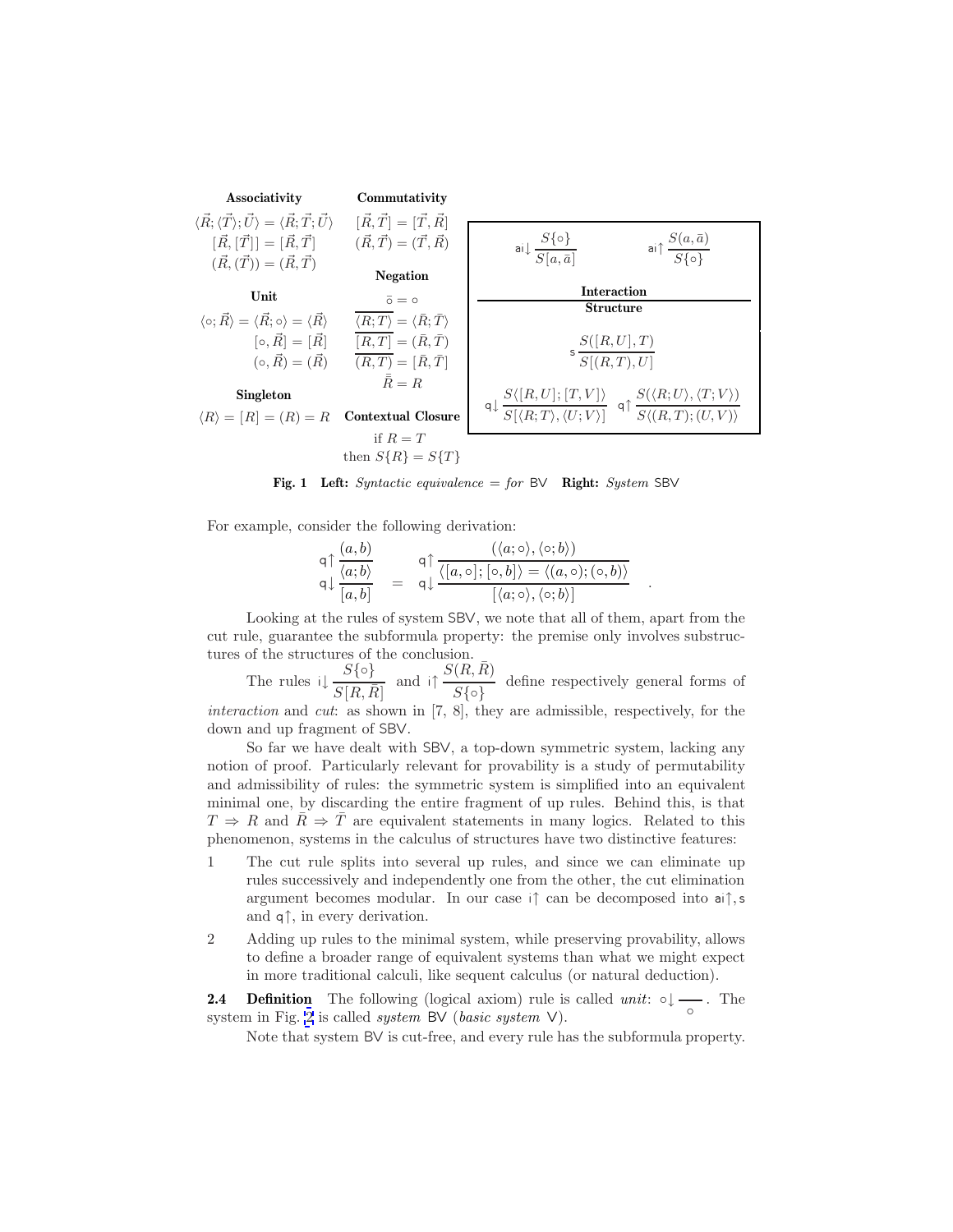**Associativity**

$\langle \vec{R}; \langle \vec{T} \rangle; \vec{U} \rangle = \langle \vec{R}; \vec{T}; \vec{U} \rangle$

$[\vec{R}, [\vec{T}]] = [\vec{R}, \vec{T}]$

$(\vec{R}, (\vec{T})) = (\vec{R}, \vec{T})$

**Unit**

$\langle \circ; \vec{R} \rangle = \langle \vec{R}; \circ \rangle = \langle \vec{R} \rangle$

$[\circ, \vec{R}] = [\vec{R}]$

$(\circ, \vec{R}) = (\vec{R})$

**Singleton**

$\langle R \rangle = [R] = (R) = R$

**Commutativity**

$[\vec{R}, \vec{T}] = [\vec{T}, \vec{R}]$

$(\vec{R}, \vec{T}) = (\vec{T}, \vec{R})$

**Negation**

$\bar{\circ} = \circ$

$\overline{\langle R; T \rangle} = \langle \bar{R}; \bar{T} \rangle$

$\overline{[R, T]} = (\bar{R}, \bar{T})$

$\overline{(R, T)} = [\bar{R}, \bar{T}]$

$\bar{\bar{R}} = R$

**Contextual Closure**

if $R = T$
then $S\{R\} = S\{T\}$

**Interaction**

$$\mathsf{ai}\!\downarrow \frac{S\{\circ\}}{S[a, \bar{a}]} \qquad \mathsf{ai}\!\uparrow \frac{S(a, \bar{a})}{S\{\circ\}}$$

**Structure**

$$\mathsf{s}\,\frac{S([R, U], T)}{S[(R, T), U]}$$

$$\mathsf{q}\!\downarrow \frac{S\langle [R, U]; [T, V] \rangle}{S[\langle R; T \rangle, \langle U; V \rangle]} \qquad \mathsf{q}\!\uparrow \frac{S(\langle R; U \rangle, \langle T; V \rangle)}{S\langle (R, T); (U, V) \rangle}$$

**Fig. 1** **Left:** *Syntactic equivalence* $=$ *for* BV **Right:** *System* SBV

For example, consider the following derivation:

$$\begin{array}{c} \mathsf{q}\!\uparrow \dfrac{(a, b)}{\langle a; b \rangle} \\ \mathsf{q}\!\downarrow \dfrac{\phantom{\langle a; b \rangle}}{[a, b]} \end{array} \quad = \quad \begin{array}{c} \mathsf{q}\!\uparrow \dfrac{(\langle a; \circ \rangle, \langle \circ; b \rangle)}{\langle [a, \circ]; [\circ, b] \rangle = \langle (a, \circ); (\circ, b) \rangle} \\ \mathsf{q}\!\downarrow \dfrac{\phantom{x}}{[\langle a; \circ \rangle, \langle \circ; b \rangle]} \end{array} \quad .$$

Looking at the rules of system SBV, we note that all of them, apart from the cut rule, guarantee the subformula property: the premise only involves substructures of the structures of the conclusion.

The rules $\mathsf{i}\!\downarrow \dfrac{S\{\circ\}}{S[R, \bar{R}]}$ and $\mathsf{i}\!\uparrow \dfrac{S(R, \bar{R})}{S\{\circ\}}$ define respectively general forms of *interaction* and *cut*: as shown in [7, 8], they are admissible, respectively, for the down and up fragment of SBV.

So far we have dealt with SBV, a top-down symmetric system, lacking any notion of proof. Particularly relevant for provability is a study of permutability and admissibility of rules: the symmetric system is simplified into an equivalent minimal one, by discarding the entire fragment of up rules. Behind this, is that $T \Rightarrow R$ and $\bar{R} \Rightarrow \bar{T}$ are equivalent statements in many logics. Related to this phenomenon, systems in the calculus of structures have two distinctive features:

1. The cut rule splits into several up rules, and since we can eliminate up rules successively and independently one from the other, the cut elimination argument becomes modular. In our case $\mathsf{i}\!\uparrow$ can be decomposed into $\mathsf{ai}\!\uparrow$, $\mathsf{s}$ and $\mathsf{q}\!\uparrow$, in every derivation.
2. Adding up rules to the minimal system, while preserving provability, allows to define a broader range of equivalent systems than what we might expect in more traditional calculi, like sequent calculus (or natural deduction).

**2.4 Definition** The following (logical axiom) rule is called *unit*: $\circ\!\downarrow \dfrac{}{\circ}$. The system in Fig. 2 is called *system* BV (*basic system* V).

Note that system BV is cut-free, and every rule has the subformula property.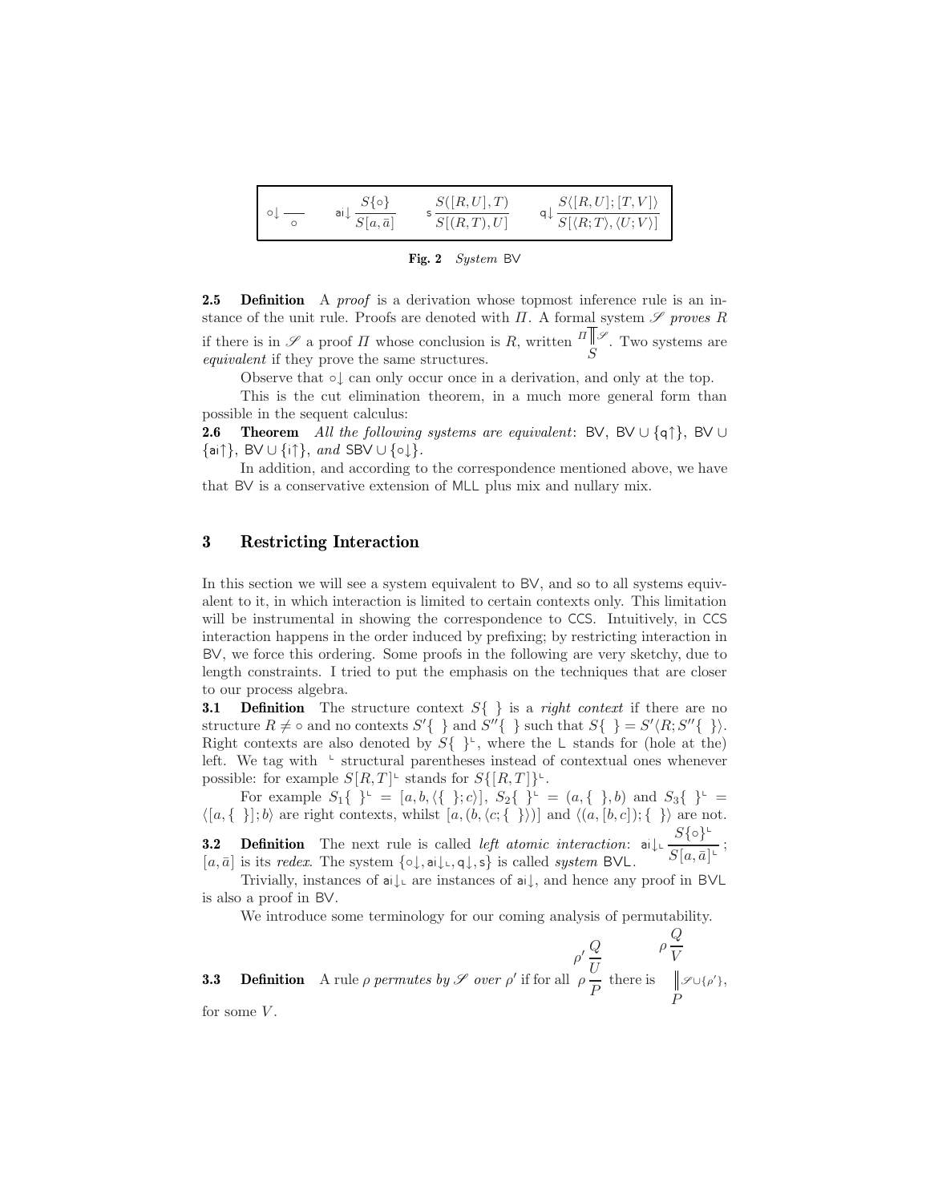$$
\circ\!\downarrow \frac{}{\circ} \qquad \mathsf{ai}\!\downarrow \frac{S\{\circ\}}{S[a,\bar{a}]} \qquad \mathsf{s}\,\frac{S([R,U],T)}{S[(R,T),U]} \qquad \mathsf{q}\!\downarrow \frac{S\langle [R,U];[T,V]\rangle}{S[\langle R;T\rangle,\langle U;V\rangle]}
$$

**Fig. 2** *System* $\mathsf{BV}$

**2.5 Definition** A *proof* is a derivation whose topmost inference rule is an instance of the unit rule. Proofs are denoted with $\Pi$. A formal system $\mathscr{S}$ *proves* $R$ if there is in $\mathscr{S}$ a proof $\Pi$ whose conclusion is $R$, written $\overset{\Pi}{\underset{S}{\|}}\mathscr{S}$. Two systems are *equivalent* if they prove the same structures.

Observe that $\circ\!\downarrow$ can only occur once in a derivation, and only at the top.

This is the cut elimination theorem, in a much more general form than possible in the sequent calculus:

**2.6 Theorem** *All the following systems are equivalent*: $\mathsf{BV}$, $\mathsf{BV} \cup \{\mathsf{q}\!\uparrow\}$, $\mathsf{BV} \cup \{\mathsf{ai}\!\uparrow\}$, $\mathsf{BV} \cup \{\mathsf{i}\!\uparrow\}$, *and* $\mathsf{SBV} \cup \{\circ\!\downarrow\}$.

In addition, and according to the correspondence mentioned above, we have that $\mathsf{BV}$ is a conservative extension of $\mathsf{MLL}$ plus mix and nullary mix.

## 3 Restricting Interaction

In this section we will see a system equivalent to $\mathsf{BV}$, and so to all systems equivalent to it, in which interaction is limited to certain contexts only. This limitation will be instrumental in showing the correspondence to $\mathsf{CCS}$. Intuitively, in $\mathsf{CCS}$ interaction happens in the order induced by prefixing; by restricting interaction in $\mathsf{BV}$, we force this ordering. Some proofs in the following are very sketchy, due to length constraints. I tried to put the emphasis on the techniques that are closer to our process algebra.

**3.1 Definition** The structure context $S\{\ \}$ is a *right context* if there are no structure $R \neq \circ$ and no contexts $S'\{\ \}$ and $S''\{\ \}$ such that $S\{\ \} = S'\langle R; S''\{\ \}\rangle$. Right contexts are also denoted by $S\{\ \}^{\llcorner}$, where the $\mathsf{L}$ stands for (hole at the) left. We tag with $^{\llcorner}$ structural parentheses instead of contextual ones whenever possible: for example $S[R,T]^{\llcorner}$ stands for $S\{[R,T]\}^{\llcorner}$.

For example $S_1\{\ \}^{\llcorner} = [a, b, \langle\{\ \}; c\rangle]$, $S_2\{\ \}^{\llcorner} = (a, \{\ \}, b)$ and $S_3\{\ \}^{\llcorner} = \langle [a, \{\ \}]; b\rangle$ are right contexts, whilst $[a, (b, \langle c; \{\ \}\rangle)]$ and $\langle (a, [b, c]); \{\ \}\rangle$ are not.

**3.2 Definition** The next rule is called *left atomic interaction*: $\mathsf{ai}\!\downarrow_{\llcorner} \dfrac{S\{\circ\}^{\llcorner}}{S[a,\bar{a}]^{\llcorner}}$; $[a, \bar{a}]$ is its *redex*. The system $\{\circ\!\downarrow, \mathsf{ai}\!\downarrow_{\llcorner}, \mathsf{q}\!\downarrow, \mathsf{s}\}$ is called *system* $\mathsf{BVL}$.

Trivially, instances of $\mathsf{ai}\!\downarrow_{\llcorner}$ are instances of $\mathsf{ai}\!\downarrow$, and hence any proof in $\mathsf{BVL}$ is also a proof in $\mathsf{BV}$.

We introduce some terminology for our coming analysis of permutability.

**3.3 Definition** A rule $\rho$ *permutes by* $\mathscr{S}$ *over* $\rho'$ if for all $\rho' \dfrac{Q}{\rho \dfrac{U}{P}}$ there is $\rho \dfrac{Q}{\overset{V}{\underset{P}{\|}}\mathscr{S}\cup\{\rho'\}}$, for some $V$.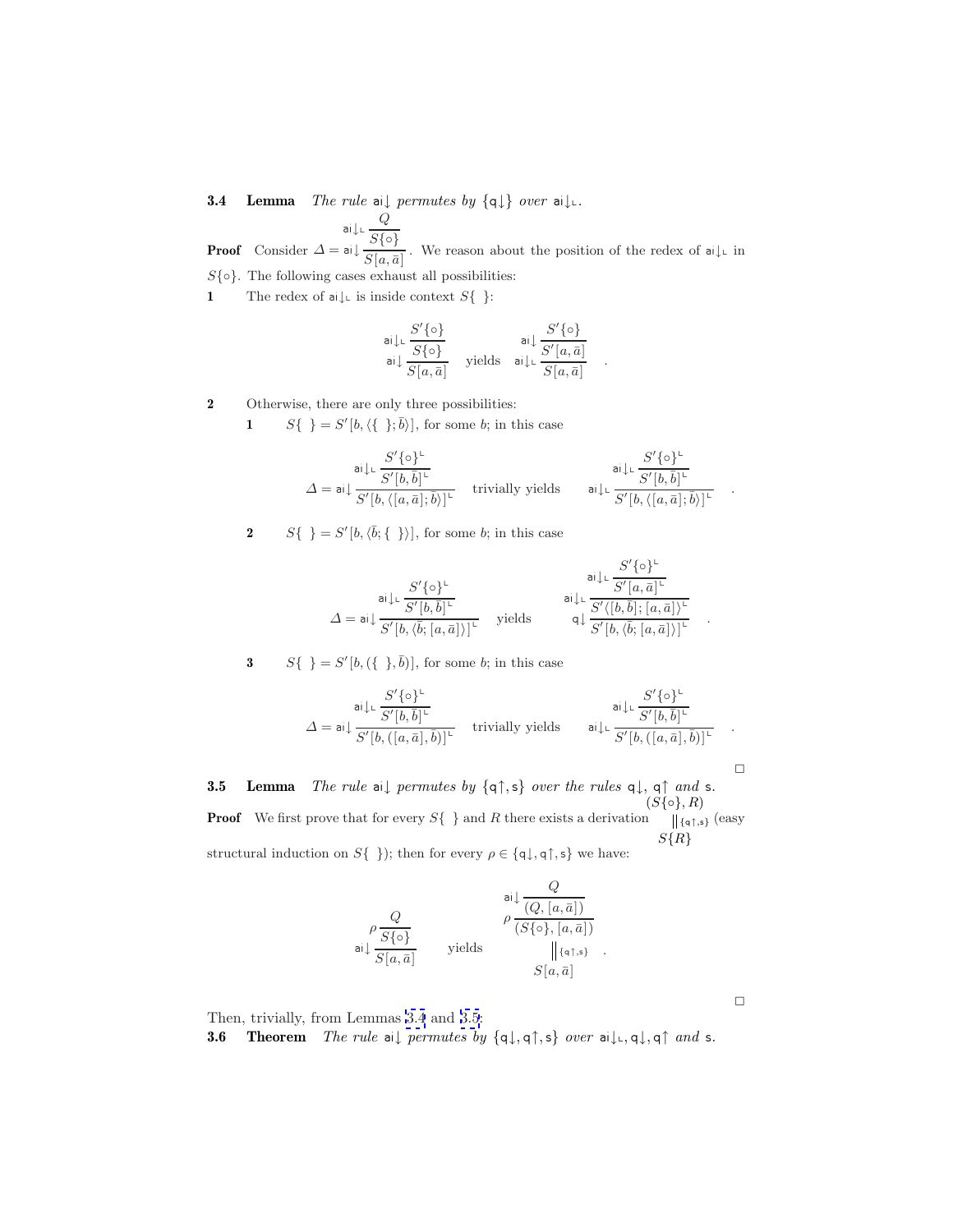**3.4 Lemma** *The rule* $\mathsf{ai}{\downarrow}$ *permutes by* $\{\mathsf{q}{\downarrow}\}$ *over* $\mathsf{ai}{\downarrow}_\mathsf{L}$.

**Proof** Consider $\Delta = \mathsf{ai}{\downarrow}\dfrac{\mathsf{ai}{\downarrow}_\mathsf{L}\dfrac{Q}{S\{\circ\}}}{S[a,\bar{a}]}$. We reason about the position of the redex of $\mathsf{ai}{\downarrow}_\mathsf{L}$ in $S\{\circ\}$. The following cases exhaust all possibilities:

**1** The redex of $\mathsf{ai}{\downarrow}_\mathsf{L}$ is inside context $S\{\ \}$:

$$\mathsf{ai}{\downarrow}\dfrac{\mathsf{ai}{\downarrow}_\mathsf{L}\dfrac{S'\{\circ\}}{S\{\circ\}}}{S[a,\bar{a}]} \quad \text{yields} \quad \mathsf{ai}{\downarrow}_\mathsf{L}\dfrac{\mathsf{ai}{\downarrow}\dfrac{S'\{\circ\}}{S'[a,\bar{a}]}}{S[a,\bar{a}]} \quad .$$

**2** Otherwise, there are only three possibilities:

**1** $S\{\ \} = S'[b, \langle\{\ \};\bar{b}\rangle]$, for some $b$; in this case

$$\Delta = \mathsf{ai}{\downarrow}\dfrac{\mathsf{ai}{\downarrow}_\mathsf{L}\dfrac{S'\{\circ\}^\mathsf{L}}{S'[b,\bar{b}]^\mathsf{L}}}{S'[b,\langle[a,\bar{a}];\bar{b}\rangle]^\mathsf{L}} \quad \text{trivially yields} \quad \mathsf{ai}{\downarrow}_\mathsf{L}\dfrac{\mathsf{ai}{\downarrow}_\mathsf{L}\dfrac{S'\{\circ\}^\mathsf{L}}{S'[b,\bar{b}]^\mathsf{L}}}{S'[b,\langle[a,\bar{a}];\bar{b}\rangle]^\mathsf{L}} \quad .$$

**2** $S\{\ \} = S'[b, \langle\bar{b};\{\ \}\rangle]$, for some $b$; in this case

$$\Delta = \mathsf{ai}{\downarrow}\dfrac{\mathsf{ai}{\downarrow}_\mathsf{L}\dfrac{S'\{\circ\}^\mathsf{L}}{S'[b,\bar{b}]^\mathsf{L}}}{S'[b,\langle\bar{b};[a,\bar{a}]\rangle]^\mathsf{L}} \quad \text{yields} \quad \mathsf{q}{\downarrow}\dfrac{\mathsf{ai}{\downarrow}_\mathsf{L}\dfrac{\mathsf{ai}{\downarrow}_\mathsf{L}\dfrac{S'\{\circ\}^\mathsf{L}}{S'[a,\bar{a}]^\mathsf{L}}}{S'\langle[b,\bar{b}];[a,\bar{a}]\rangle^\mathsf{L}}}{S'[b,\langle\bar{b};[a,\bar{a}]\rangle]^\mathsf{L}} \quad .$$

**3** $S\{\ \} = S'[b, (\{\ \},\bar{b})]$, for some $b$; in this case

$$\Delta = \mathsf{ai}{\downarrow}\dfrac{\mathsf{ai}{\downarrow}_\mathsf{L}\dfrac{S'\{\circ\}^\mathsf{L}}{S'[b,\bar{b}]^\mathsf{L}}}{S'[b,([a,\bar{a}],\bar{b})]^\mathsf{L}} \quad \text{trivially yields} \quad \mathsf{ai}{\downarrow}_\mathsf{L}\dfrac{\mathsf{ai}{\downarrow}_\mathsf{L}\dfrac{S'\{\circ\}^\mathsf{L}}{S'[b,\bar{b}]^\mathsf{L}}}{S'[b,([a,\bar{a}],\bar{b})]^\mathsf{L}} \quad .$$

□

**3.5 Lemma** *The rule* $\mathsf{ai}{\downarrow}$ *permutes by* $\{\mathsf{q}{\uparrow},\mathsf{s}\}$ *over the rules* $\mathsf{q}{\downarrow}$, $\mathsf{q}{\uparrow}$ *and* $\mathsf{s}$.

**Proof** We first prove that for every $S\{\ \}$ and $R$ there exists a derivation $\begin{array}{c}(S\{\circ\},R)\\ \|\{\mathsf{q}{\uparrow},\mathsf{s}\}\\ S\{R\}\end{array}$ (easy structural induction on $S\{\ \}$); then for every $\rho \in \{\mathsf{q}{\downarrow},\mathsf{q}{\uparrow},\mathsf{s}\}$ we have:

$$\mathsf{ai}{\downarrow}\dfrac{\rho\dfrac{Q}{S\{\circ\}}}{S[a,\bar{a}]} \quad \text{yields} \quad \begin{array}{c}\rho\dfrac{\mathsf{ai}{\downarrow}\dfrac{Q}{(Q,[a,\bar{a}])}}{(S\{\circ\},[a,\bar{a}])}\\ \|\{\mathsf{q}{\uparrow},\mathsf{s}\}\\ S[a,\bar{a}]\end{array} \quad .$$

□

Then, trivially, from Lemmas 3.4 and 3.5:

**3.6 Theorem** *The rule* $\mathsf{ai}{\downarrow}$ *permutes by* $\{\mathsf{q}{\downarrow},\mathsf{q}{\uparrow},\mathsf{s}\}$ *over* $\mathsf{ai}{\downarrow}_\mathsf{L},\mathsf{q}{\downarrow},\mathsf{q}{\uparrow}$ *and* $\mathsf{s}$.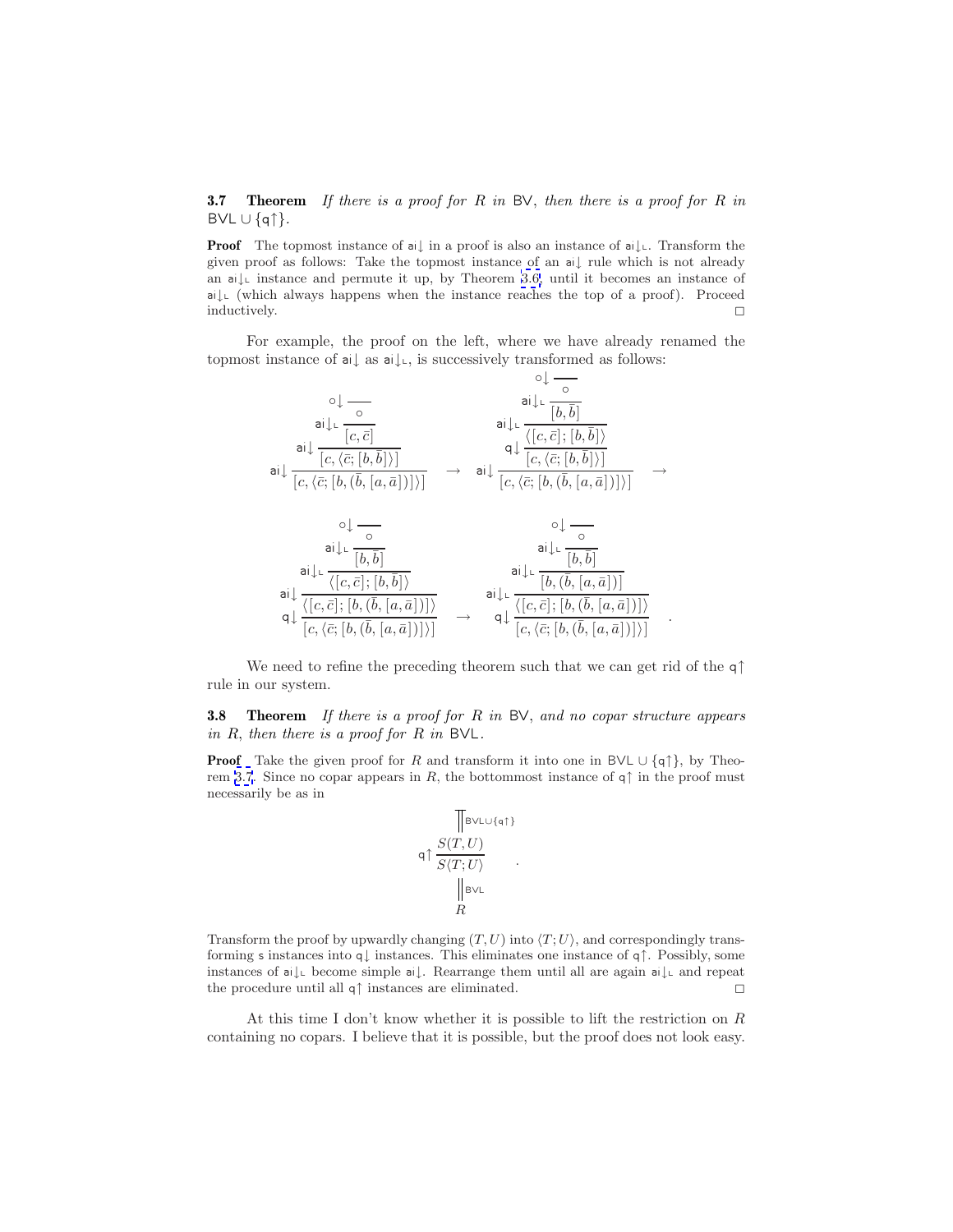**3.7 Theorem** *If there is a proof for $R$ in* BV, *then there is a proof for $R$ in* $\mathsf{BVL} \cup \{\mathsf{q}\uparrow\}$.

**Proof** The topmost instance of $\mathsf{ai}\downarrow$ in a proof is also an instance of $\mathsf{ai}\downarrow_\mathsf{L}$. Transform the given proof as follows: Take the topmost instance of an $\mathsf{ai}\downarrow$ rule which is not already an $\mathsf{ai}\downarrow_\mathsf{L}$ instance and permute it up, by Theorem 3.6, until it becomes an instance of $\mathsf{ai}\downarrow_\mathsf{L}$ (which always happens when the instance reaches the top of a proof). Proceed inductively. □

For example, the proof on the left, where we have already renamed the topmost instance of $\mathsf{ai}\downarrow$ as $\mathsf{ai}\downarrow_\mathsf{L}$, is successively transformed as follows:

$$
\mathsf{ai}\downarrow \frac{\mathsf{ai}\downarrow \frac{\mathsf{ai}\downarrow_\mathsf{L} \frac{\circ\downarrow \frac{}{\circ}}{[c,\bar c]}}{[c,\langle \bar c;[b,\bar b]\rangle]}}{[c,\langle \bar c;[b,(\bar b,[a,\bar a])]\rangle]}
\quad\rightarrow\quad
\mathsf{ai}\downarrow \frac{\mathsf{q}\downarrow \frac{\mathsf{ai}\downarrow_\mathsf{L} \frac{\mathsf{ai}\downarrow_\mathsf{L} \frac{\circ\downarrow \frac{}{\circ}}{[b,\bar b]}}{\langle [c,\bar c];[b,\bar b]\rangle}}{[c,\langle \bar c;[b,\bar b]\rangle]}}{[c,\langle \bar c;[b,(\bar b,[a,\bar a])]\rangle]}
\quad\rightarrow
$$

$$
\mathsf{q}\downarrow \frac{\mathsf{ai}\downarrow \frac{\mathsf{ai}\downarrow_\mathsf{L} \frac{\mathsf{ai}\downarrow_\mathsf{L} \frac{\circ\downarrow \frac{}{\circ}}{[b,\bar b]}}{\langle [c,\bar c];[b,\bar b]\rangle}}{\langle [c,\bar c];[b,(\bar b,[a,\bar a])]\rangle}}{[c,\langle \bar c;[b,(\bar b,[a,\bar a])]\rangle]}
\quad\rightarrow\quad
\mathsf{q}\downarrow \frac{\mathsf{ai}\downarrow_\mathsf{L} \frac{\mathsf{ai}\downarrow_\mathsf{L} \frac{\mathsf{ai}\downarrow_\mathsf{L} \frac{\circ\downarrow \frac{}{\circ}}{[b,\bar b]}}{[b,(\bar b,[a,\bar a])]}}{\langle [c,\bar c];[b,(\bar b,[a,\bar a])]\rangle}}{[c,\langle \bar c;[b,(\bar b,[a,\bar a])]\rangle]}
\quad .
$$

We need to refine the preceding theorem such that we can get rid of the $\mathsf{q}\uparrow$ rule in our system.

**3.8 Theorem** *If there is a proof for $R$ in* BV, *and no copar structure appears in $R$, then there is a proof for $R$ in* BVL.

**Proof** Take the given proof for $R$ and transform it into one in $\mathsf{BVL} \cup \{\mathsf{q}\uparrow\}$, by Theorem 3.7. Since no copar appears in $R$, the bottommost instance of $\mathsf{q}\uparrow$ in the proof must necessarily be as in

$$
\begin{array}{c}
\Big\Vert\ \mathsf{BVL}\cup\{\mathsf{q}\uparrow\} \\
\mathsf{q}\uparrow \dfrac{S(T,U)}{S\langle T;U\rangle} \\
\Big\Vert\ \mathsf{BVL} \\
R
\end{array}
\quad .
$$

Transform the proof by upwardly changing $(T,U)$ into $\langle T;U\rangle$, and correspondingly transforming $\mathsf{s}$ instances into $\mathsf{q}\downarrow$ instances. This eliminates one instance of $\mathsf{q}\uparrow$. Possibly, some instances of $\mathsf{ai}\downarrow_\mathsf{L}$ become simple $\mathsf{ai}\downarrow$. Rearrange them until all are again $\mathsf{ai}\downarrow_\mathsf{L}$ and repeat the procedure until all $\mathsf{q}\uparrow$ instances are eliminated. □

At this time I don't know whether it is possible to lift the restriction on $R$ containing no copars. I believe that it is possible, but the proof does not look easy.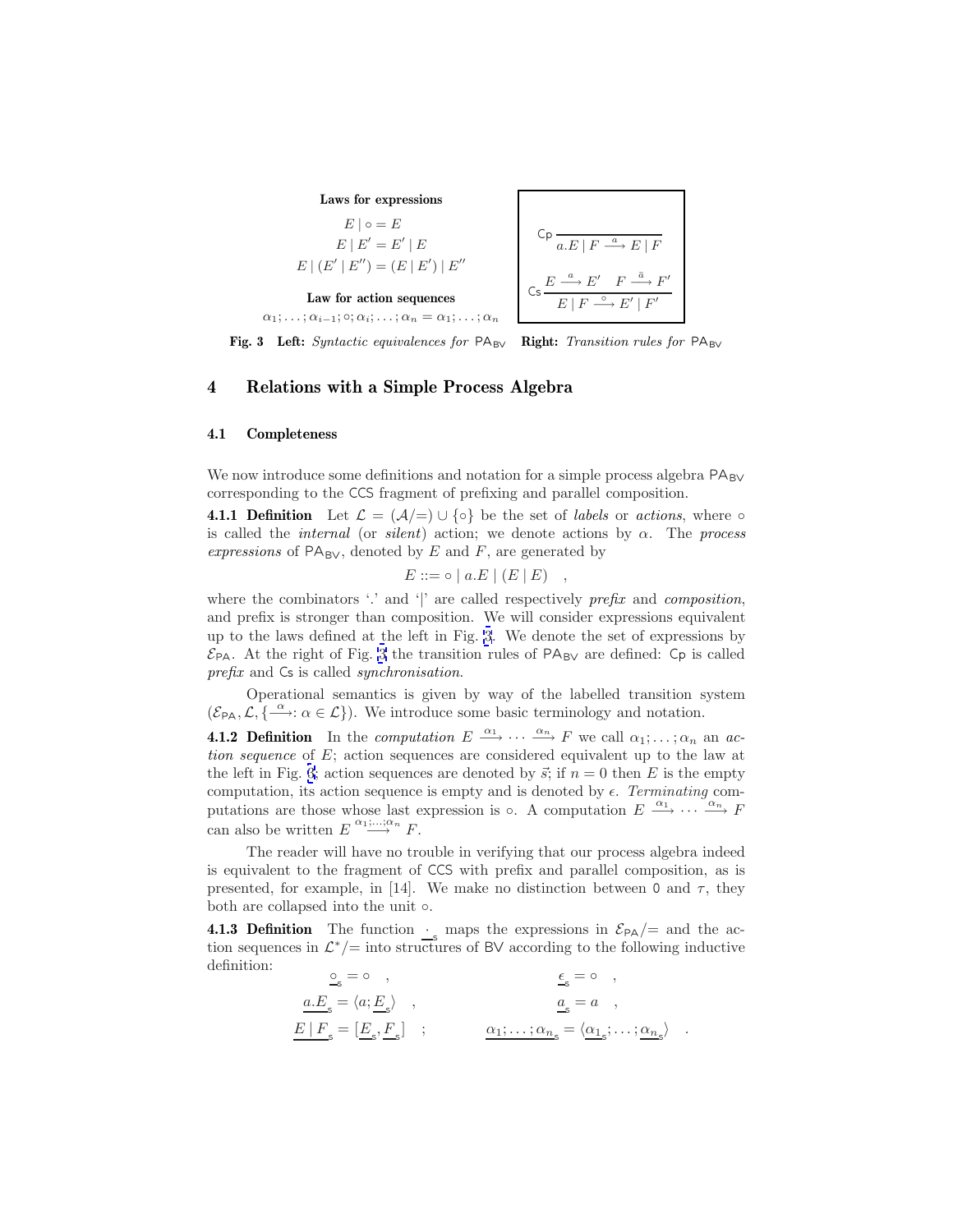**Laws for expressions**

$$E \mid \circ = E$$

$$E \mid E' = E' \mid E$$

$$E \mid (E' \mid E'') = (E \mid E') \mid E''$$

**Law for action sequences**

$$\alpha_1; \dots ; \alpha_{i-1}; \circ; \alpha_i; \dots ; \alpha_n = \alpha_1; \dots ; \alpha_n$$

$$\mathsf{Cp}\,\frac{}{a.E \mid F \stackrel{a}{\longrightarrow} E \mid F}$$

$$\mathsf{Cs}\,\frac{E \stackrel{a}{\longrightarrow} E' \quad F \stackrel{\bar{a}}{\longrightarrow} F'}{E \mid F \stackrel{\circ}{\longrightarrow} E' \mid F'}$$

**Fig. 3** **Left:** *Syntactic equivalences for* $\mathsf{PA_{BV}}$ **Right:** *Transition rules for* $\mathsf{PA_{BV}}$

## 4 Relations with a Simple Process Algebra

### 4.1 Completeness

We now introduce some definitions and notation for a simple process algebra $\mathsf{PA_{BV}}$ corresponding to the CCS fragment of prefixing and parallel composition.

**4.1.1 Definition** Let $\mathcal{L} = (\mathcal{A}/=) \cup \{\circ\}$ be the set of *labels* or *actions*, where $\circ$ is called the *internal* (or *silent*) action; we denote actions by $\alpha$. The *process expressions* of $\mathsf{PA_{BV}}$, denoted by $E$ and $F$, are generated by

$$E ::= \circ \mid a.E \mid (E \mid E) \quad ,$$

where the combinators '.' and '|' are called respectively *prefix* and *composition*, and prefix is stronger than composition. We will consider expressions equivalent up to the laws defined at the left in Fig. 3. We denote the set of expressions by $\mathcal{E}_{\mathsf{PA}}$. At the right of Fig. 3 the transition rules of $\mathsf{PA_{BV}}$ are defined: $\mathsf{Cp}$ is called *prefix* and $\mathsf{Cs}$ is called *synchronisation*.

Operational semantics is given by way of the labelled transition system $(\mathcal{E}_{\mathsf{PA}}, \mathcal{L}, \{\stackrel{\alpha}{\longrightarrow} : \alpha \in \mathcal{L}\})$. We introduce some basic terminology and notation.

**4.1.2 Definition** In the *computation* $E \stackrel{\alpha_1}{\longrightarrow} \cdots \stackrel{\alpha_n}{\longrightarrow} F$ we call $\alpha_1; \dots ; \alpha_n$ an *action sequence* of $E$; action sequences are considered equivalent up to the law at the left in Fig. 3; action sequences are denoted by $\vec{s}$; if $n = 0$ then $E$ is the empty computation, its action sequence is empty and is denoted by $\epsilon$. *Terminating* computations are those whose last expression is $\circ$. A computation $E \stackrel{\alpha_1}{\longrightarrow} \cdots \stackrel{\alpha_n}{\longrightarrow} F$ can also be written $E \stackrel{\alpha_1;\dots;\alpha_n}{\longrightarrow} F$.

The reader will have no trouble in verifying that our process algebra indeed is equivalent to the fragment of CCS with prefix and parallel composition, as is presented, for example, in [14]. We make no distinction between $\mathsf{0}$ and $\tau$, they both are collapsed into the unit $\circ$.

**4.1.3 Definition** The function $\underline{\cdot}_{\mathsf{s}}$ maps the expressions in $\mathcal{E}_{\mathsf{PA}}/=$ and the action sequences in $\mathcal{L}^*/=$ into structures of BV according to the following inductive definition:

$$\underline{\circ}_{\mathsf{s}} = \circ \quad , \qquad \underline{\epsilon}_{\mathsf{s}} = \circ \quad ,$$

$$\underline{a.E}_{\mathsf{s}} = \langle a; \underline{E}_{\mathsf{s}} \rangle \quad , \qquad \underline{a}_{\mathsf{s}} = a \quad ,$$

$$\underline{E \mid F}_{\mathsf{s}} = [\underline{E}_{\mathsf{s}}, \underline{F}_{\mathsf{s}}] \quad ; \qquad \underline{\alpha_1; \dots ; \alpha_n}_{\mathsf{s}} = \langle \underline{\alpha_1}_{\mathsf{s}}; \dots ; \underline{\alpha_n}_{\mathsf{s}} \rangle \quad .$$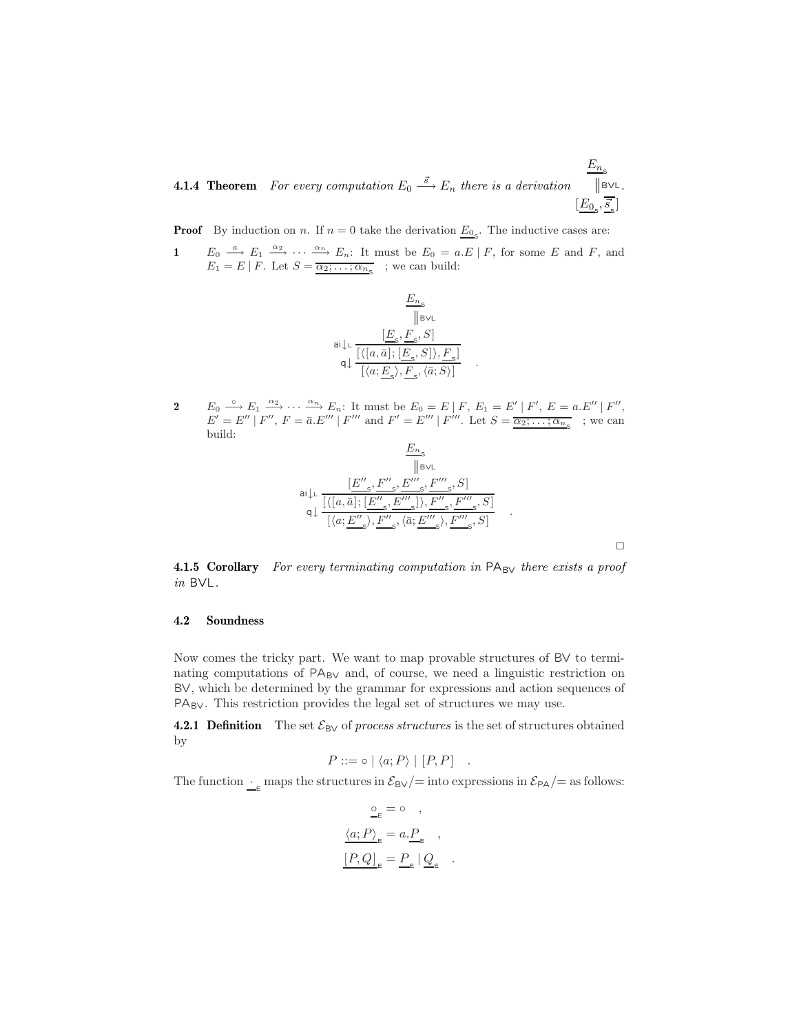**4.1.4 Theorem** *For every computation $E_0 \xrightarrow{\vec{s}} E_n$ there is a derivation* $\begin{array}{c} \underline{E_n}_{\mathsf{s}} \\ \Vert \mathsf{BVL} \\ [\underline{E_0}_{\mathsf{s}}, \overline{\underline{\vec{s}}}_{\mathsf{s}}] \end{array}$.

**Proof** By induction on $n$. If $n = 0$ take the derivation $\underline{E_0}_{\mathsf{s}}$. The inductive cases are:

**1** $E_0 \xrightarrow{a} E_1 \xrightarrow{\alpha_2} \cdots \xrightarrow{\alpha_n} E_n$: It must be $E_0 = a.E \mid F$, for some $E$ and $F$, and $E_1 = E \mid F$. Let $S = \overline{\underline{\alpha_2; \ldots; \alpha_n}_{\mathsf{s}}}$ ; we can build:

$$
\begin{array}{c}
\underline{E_n}_{\mathsf{s}} \\
\Vert \mathsf{BVL} \\
\mathsf{ai}{\downarrow}_{\mathsf{L}} \dfrac{[\underline{E}_{\mathsf{s}}, \underline{F}_{\mathsf{s}}, S]}{\mathsf{q}{\downarrow} \dfrac{[\langle [a,\bar{a}]; [\underline{E}_{\mathsf{s}}, S] \rangle, \underline{F}_{\mathsf{s}}]}{[\langle a; \underline{E}_{\mathsf{s}} \rangle, \underline{F}_{\mathsf{s}}, \langle \bar{a}; S \rangle]}}
\end{array}
\quad .
$$

**2** $E_0 \xrightarrow{\circ} E_1 \xrightarrow{\alpha_2} \cdots \xrightarrow{\alpha_n} E_n$: It must be $E_0 = E \mid F$, $E_1 = E' \mid F'$, $E = a.E'' \mid F''$, $E' = E'' \mid F''$, $F = \bar{a}.E''' \mid F'''$ and $F' = E''' \mid F'''$. Let $S = \overline{\underline{\alpha_2; \ldots; \alpha_n}_{\mathsf{s}}}$ ; we can build:

$$
\begin{array}{c}
\underline{E_n}_{\mathsf{s}} \\
\Vert \mathsf{BVL} \\
\mathsf{ai}{\downarrow}_{\mathsf{L}} \dfrac{[\underline{E''}_{\mathsf{s}}, \underline{F''}_{\mathsf{s}}, \underline{E'''}_{\mathsf{s}}, \underline{F'''}_{\mathsf{s}}, S]}{\mathsf{q}{\downarrow} \dfrac{[\langle [a,\bar{a}]; [\underline{E''}_{\mathsf{s}}, \underline{E'''}_{\mathsf{s}}] \rangle, \underline{F''}_{\mathsf{s}}, \underline{F'''}_{\mathsf{s}}, S]}{[\langle a; \underline{E''}_{\mathsf{s}} \rangle, \underline{F''}_{\mathsf{s}}, \langle \bar{a}; \underline{E'''}_{\mathsf{s}} \rangle, \underline{F'''}_{\mathsf{s}}, S]}}
\end{array}
\quad .
$$

□

**4.1.5 Corollary** *For every terminating computation in $\mathsf{PA_{BV}}$ there exists a proof in $\mathsf{BVL}$.*

### 4.2 Soundness

Now comes the tricky part. We want to map provable structures of BV to terminating computations of $\mathsf{PA_{BV}}$ and, of course, we need a linguistic restriction on BV, which be determined by the grammar for expressions and action sequences of $\mathsf{PA_{BV}}$. This restriction provides the legal set of structures we may use.

**4.2.1 Definition** The set $\mathcal{E}_{\mathsf{BV}}$ of *process structures* is the set of structures obtained by

$$
P ::= \circ \mid \langle a; P \rangle \mid [P, P] \quad .
$$

The function $\underline{\cdot}_{\mathsf{E}}$ maps the structures in $\mathcal{E}_{\mathsf{BV}}/=$ into expressions in $\mathcal{E}_{\mathsf{PA}}/=$ as follows:

$$
\begin{aligned}
\underline{\circ}_{\mathsf{E}} &= \circ \quad , \\
\underline{\langle a; P \rangle}_{\mathsf{E}} &= a.\underline{P}_{\mathsf{E}} \quad , \\
\underline{[P, Q]}_{\mathsf{E}} &= \underline{P}_{\mathsf{E}} \mid \underline{Q}_{\mathsf{E}} \quad .
\end{aligned}
$$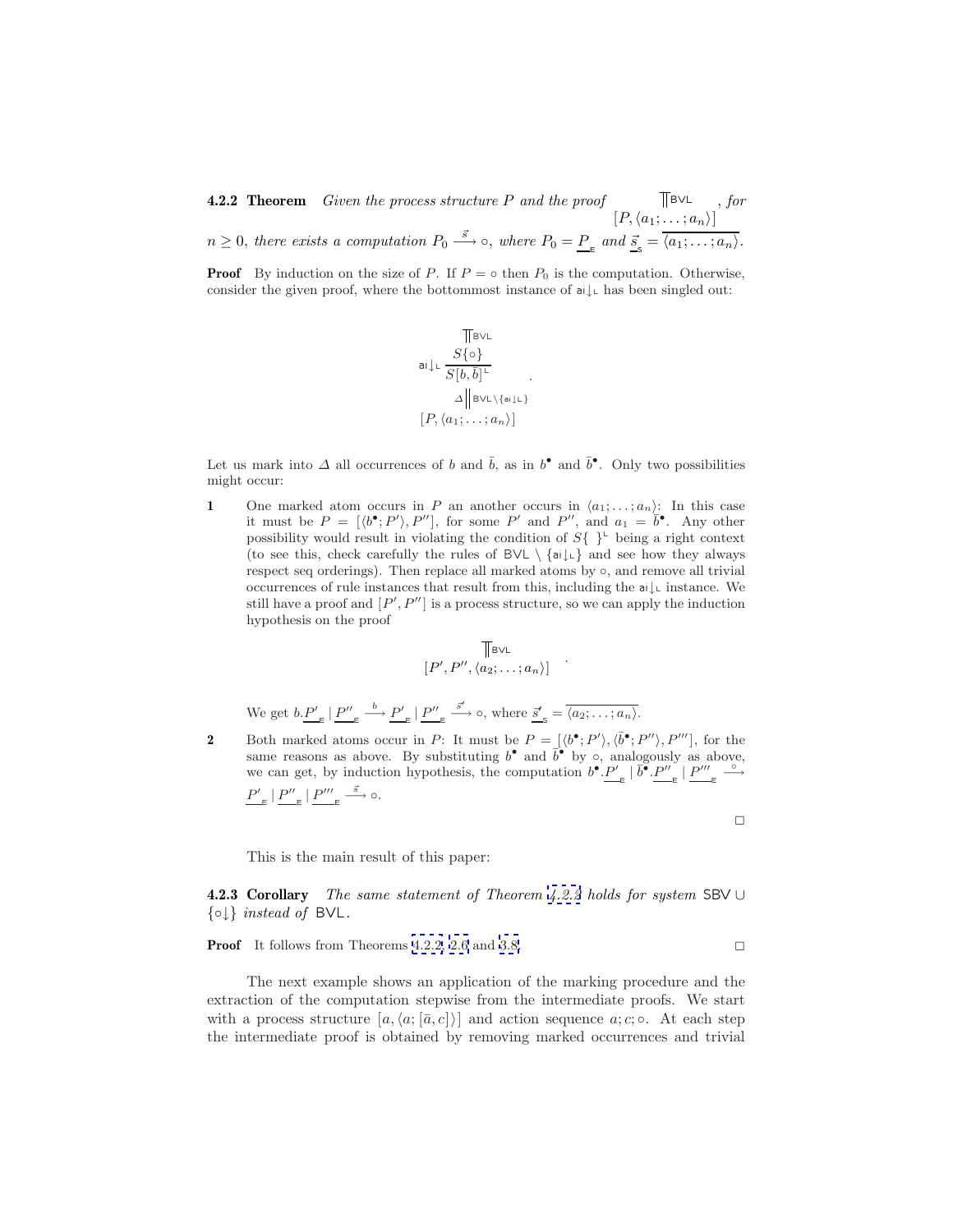**4.2.2 Theorem** *Given the process structure $P$ and the proof* $\begin{array}{c}\Vert \mathsf{BVL} \\ [P, \langle a_1; \dots; a_n \rangle]\end{array}$ *, for $n \geq 0$, there exists a computation $P_0 \xrightarrow{\vec{s}} \circ$, where $P_0 = \underline{P}_{\mathsf{E}}$ and $\underline{\vec{s}}_{\mathsf{S}} = \overline{\langle a_1; \dots; a_n \rangle}$.*

**Proof** By induction on the size of $P$. If $P = \circ$ then $P_0$ is the computation. Otherwise, consider the given proof, where the bottommost instance of $\mathsf{ai}{\downarrow}_{\mathsf{L}}$ has been singled out:

$$
\begin{array}{c}
\Vert \mathsf{BVL} \\
\mathsf{ai}{\downarrow}_{\mathsf{L}} \dfrac{S\{\circ\}}{S[b, \bar{b}]^{\mathsf{L}}} \\
\Delta \Big\Vert \mathsf{BVL} \setminus \{\mathsf{ai}{\downarrow}_{\mathsf{L}}\} \\
[P, \langle a_1; \dots; a_n \rangle]
\end{array} \quad .
$$

Let us mark into $\Delta$ all occurrences of $b$ and $\bar{b}$, as in $b^\bullet$ and $\bar{b}^\bullet$. Only two possibilities might occur:

**1** One marked atom occurs in $P$ an another occurs in $\langle a_1; \dots; a_n \rangle$: In this case it must be $P = [\langle b^\bullet; P' \rangle, P'']$, for some $P'$ and $P''$, and $a_1 = \bar{b}^\bullet$. Any other possibility would result in violating the condition of $S\{\ \}^{\mathsf{L}}$ being a right context (to see this, check carefully the rules of $\mathsf{BVL} \setminus \{\mathsf{ai}{\downarrow}_{\mathsf{L}}\}$ and see how they always respect seq orderings). Then replace all marked atoms by $\circ$, and remove all trivial occurrences of rule instances that result from this, including the $\mathsf{ai}{\downarrow}_{\mathsf{L}}$ instance. We still have a proof and $[P', P'']$ is a process structure, so we can apply the induction hypothesis on the proof

$$
\begin{array}{c}
\Vert \mathsf{BVL} \\
[P', P'', \langle a_2; \dots; a_n \rangle]
\end{array} \quad .
$$

We get $b.\underline{P'}_{\mathsf{E}} \mid \underline{P''}_{\mathsf{E}} \xrightarrow{b} \underline{P'}_{\mathsf{E}} \mid \underline{P''}_{\mathsf{E}} \xrightarrow{\vec{s}'} \circ$, where $\underline{\vec{s}'}_{\mathsf{S}} = \overline{\langle a_2; \dots; a_n \rangle}$.

**2** Both marked atoms occur in $P$: It must be $P = [\langle b^\bullet; P' \rangle, \langle \bar{b}^\bullet; P'' \rangle, P''']$, for the same reasons as above. By substituting $b^\bullet$ and $\bar{b}^\bullet$ by $\circ$, analogously as above, we can get, by induction hypothesis, the computation $b^\bullet.\underline{P'}_{\mathsf{E}} \mid \bar{b}^\bullet.\underline{P''}_{\mathsf{E}} \mid \underline{P'''}_{\mathsf{E}} \xrightarrow{\circ} \underline{P'}_{\mathsf{E}} \mid \underline{P''}_{\mathsf{E}} \mid \underline{P'''}_{\mathsf{E}} \xrightarrow{\vec{s}} \circ$.

□

This is the main result of this paper:

**4.2.3 Corollary** *The same statement of Theorem 4.2.2 holds for system $\mathsf{SBV} \cup \{\circ{\downarrow}\}$ instead of $\mathsf{BVL}$.*

**Proof** It follows from Theorems 4.2.2, 2.6 and 3.8. □

The next example shows an application of the marking procedure and the extraction of the computation stepwise from the intermediate proofs. We start with a process structure $[a, \langle a; [\bar{a}, c] \rangle]$ and action sequence $a; c; \circ$. At each step the intermediate proof is obtained by removing marked occurrences and trivial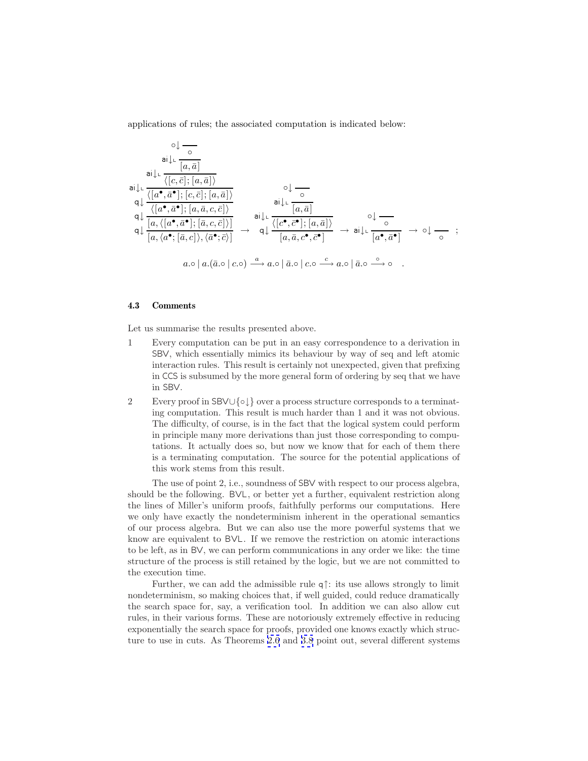applications of rules; the associated computation is indicated below:

$$
\mathsf{q}\downarrow \frac{\mathsf{q}\downarrow \dfrac{\mathsf{q}\downarrow \dfrac{\mathsf{ai}\downarrow_{\mathsf{L}} \dfrac{\mathsf{ai}\downarrow_{\mathsf{L}} \dfrac{\mathsf{ai}\downarrow_{\mathsf{L}} \dfrac{\circ\downarrow \dfrac{}{\circ}}{[a,\bar{a}]}}{\langle [c,\bar{c}];[a,\bar{a}]\rangle}}{\langle [a^\bullet,\bar{a}^\bullet];[c,\bar{c}];[a,\bar{a}]\rangle}}{\langle [a^\bullet,\bar{a}^\bullet];[a,\bar{a},c,\bar{c}]\rangle}}{[a,\langle [a^\bullet,\bar{a}^\bullet];[\bar{a},c,\bar{c}]\rangle]}}{[a,\langle a^\bullet;[\bar{a},c]\rangle,\langle \bar{a}^\bullet;\bar{c}\rangle]}
\;\rightarrow\;
\mathsf{q}\downarrow \frac{\mathsf{ai}\downarrow_{\mathsf{L}} \dfrac{\mathsf{ai}\downarrow_{\mathsf{L}} \dfrac{\circ\downarrow \dfrac{}{\circ}}{[a,\bar{a}]}}{\langle [c^\bullet,\bar{c}^\bullet];[a,\bar{a}]\rangle}}{[a,\bar{a},c^\bullet,\bar{c}^\bullet]}
\;\rightarrow\;
\mathsf{ai}\downarrow_{\mathsf{L}} \frac{\circ\downarrow \dfrac{}{\circ}}{[a^\bullet,\bar{a}^\bullet]}
\;\rightarrow\;
\circ\downarrow \frac{}{\circ}\quad ;
$$

$$
a.\circ \mid a.(\bar{a}.\circ \mid c.\circ) \xrightarrow{\;a\;} a.\circ \mid \bar{a}.\circ \mid c.\circ \xrightarrow{\;c\;} a.\circ \mid \bar{a}.\circ \xrightarrow{\;\circ\;} \circ \quad .
$$

### 4.3 Comments

Let us summarise the results presented above.

1. Every computation can be put in an easy correspondence to a derivation in SBV, which essentially mimics its behaviour by way of seq and left atomic interaction rules. This result is certainly not unexpected, given that prefixing in CCS is subsumed by the more general form of ordering by seq that we have in SBV.

2. Every proof in SBV$\cup\{\circ\downarrow\}$ over a process structure corresponds to a terminating computation. This result is much harder than 1 and it was not obvious. The difficulty, of course, is in the fact that the logical system could perform in principle many more derivations than just those corresponding to computations. It actually does so, but now we know that for each of them there is a terminating computation. The source for the potential applications of this work stems from this result.

The use of point 2, i.e., soundness of SBV with respect to our process algebra, should be the following. BVL, or better yet a further, equivalent restriction along the lines of Miller's uniform proofs, faithfully performs our computations. Here we only have exactly the nondeterminism inherent in the operational semantics of our process algebra. But we can also use the more powerful systems that we know are equivalent to BVL. If we remove the restriction on atomic interactions to be left, as in BV, we can perform communications in any order we like: the time structure of the process is still retained by the logic, but we are not committed to the execution time.

Further, we can add the admissible rule $\mathsf{q}\uparrow$: its use allows strongly to limit nondeterminism, so making choices that, if well guided, could reduce dramatically the search space for, say, a verification tool. In addition we can also allow cut rules, in their various forms. These are notoriously extremely effective in reducing exponentially the search space for proofs, provided one knows exactly which structure to use in cuts. As Theorems 2.6 and 3.8 point out, several different systems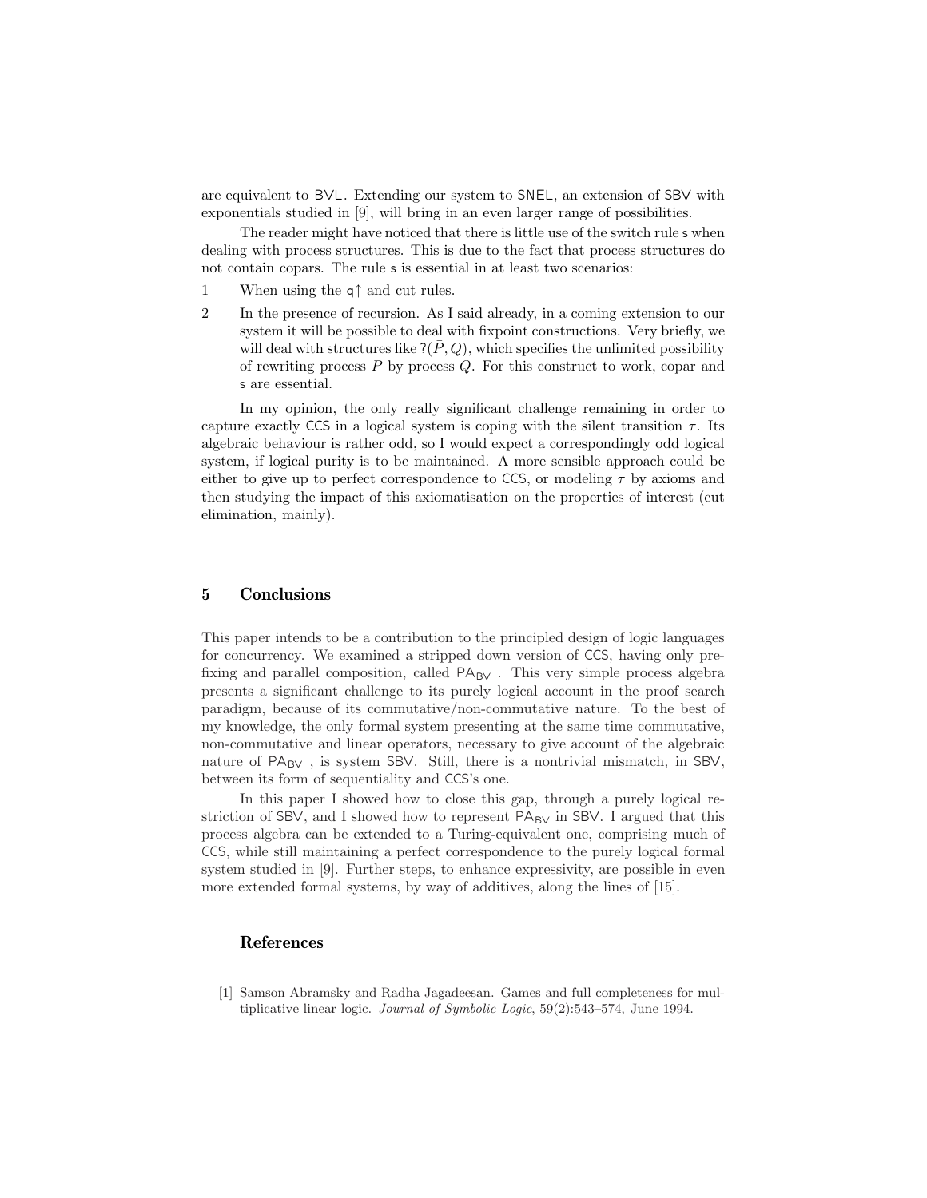are equivalent to BVL. Extending our system to SNEL, an extension of SBV with exponentials studied in [9], will bring in an even larger range of possibilities.

The reader might have noticed that there is little use of the switch rule s when dealing with process structures. This is due to the fact that process structures do not contain copars. The rule s is essential in at least two scenarios:

1. When using the $q\uparrow$ and cut rules.
2. In the presence of recursion. As I said already, in a coming extension to our system it will be possible to deal with fixpoint constructions. Very briefly, we will deal with structures like $?(\bar{P}, Q)$, which specifies the unlimited possibility of rewriting process $P$ by process $Q$. For this construct to work, copar and s are essential.

In my opinion, the only really significant challenge remaining in order to capture exactly CCS in a logical system is coping with the silent transition $\tau$. Its algebraic behaviour is rather odd, so I would expect a correspondingly odd logical system, if logical purity is to be maintained. A more sensible approach could be either to give up to perfect correspondence to CCS, or modeling $\tau$ by axioms and then studying the impact of this axiomatisation on the properties of interest (cut elimination, mainly).

## 5 Conclusions

This paper intends to be a contribution to the principled design of logic languages for concurrency. We examined a stripped down version of CCS, having only prefixing and parallel composition, called $\mathsf{PA}_{\mathsf{BV}}$ . This very simple process algebra presents a significant challenge to its purely logical account in the proof search paradigm, because of its commutative/non-commutative nature. To the best of my knowledge, the only formal system presenting at the same time commutative, non-commutative and linear operators, necessary to give account of the algebraic nature of $\mathsf{PA}_{\mathsf{BV}}$ , is system SBV. Still, there is a nontrivial mismatch, in SBV, between its form of sequentiality and CCS's one.

In this paper I showed how to close this gap, through a purely logical restriction of SBV, and I showed how to represent $\mathsf{PA}_{\mathsf{BV}}$ in SBV. I argued that this process algebra can be extended to a Turing-equivalent one, comprising much of CCS, while still maintaining a perfect correspondence to the purely logical formal system studied in [9]. Further steps, to enhance expressivity, are possible in even more extended formal systems, by way of additives, along the lines of [15].

## References

[1] Samson Abramsky and Radha Jagadeesan. Games and full completeness for multiplicative linear logic. *Journal of Symbolic Logic*, 59(2):543–574, June 1994.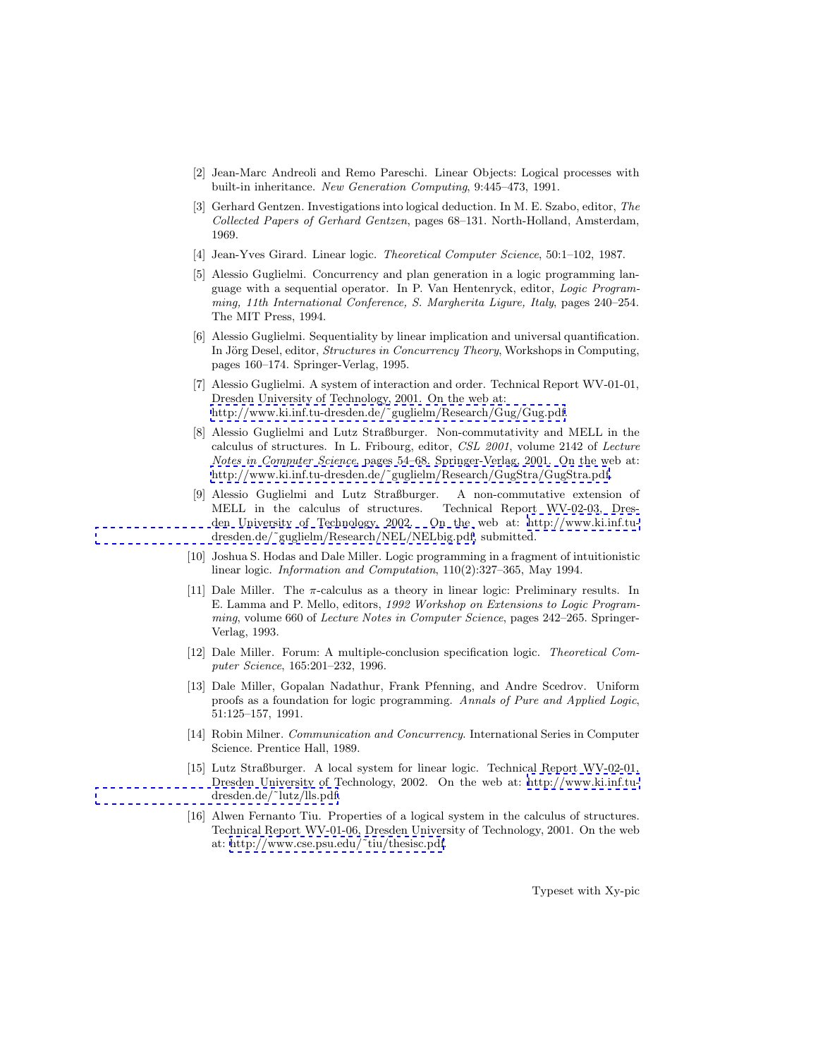[2] Jean-Marc Andreoli and Remo Pareschi. Linear Objects: Logical processes with built-in inheritance. *New Generation Computing*, 9:445–473, 1991.

[3] Gerhard Gentzen. Investigations into logical deduction. In M. E. Szabo, editor, *The Collected Papers of Gerhard Gentzen*, pages 68–131. North-Holland, Amsterdam, 1969.

[4] Jean-Yves Girard. Linear logic. *Theoretical Computer Science*, 50:1–102, 1987.

[5] Alessio Guglielmi. Concurrency and plan generation in a logic programming language with a sequential operator. In P. Van Hentenryck, editor, *Logic Programming, 11th International Conference, S. Margherita Ligure, Italy*, pages 240–254. The MIT Press, 1994.

[6] Alessio Guglielmi. Sequentiality by linear implication and universal quantification. In Jörg Desel, editor, *Structures in Concurrency Theory*, Workshops in Computing, pages 160–174. Springer-Verlag, 1995.

[7] Alessio Guglielmi. A system of interaction and order. Technical Report WV-01-01, Dresden University of Technology, 2001. On the web at: http://www.ki.inf.tu-dresden.de/~guglielm/Research/Gug/Gug.pdf.

[8] Alessio Guglielmi and Lutz Straßburger. Non-commutativity and MELL in the calculus of structures. In L. Fribourg, editor, *CSL 2001*, volume 2142 of *Lecture Notes in Computer Science*, pages 54–68. Springer-Verlag, 2001. On the web at: http://www.ki.inf.tu-dresden.de/~guglielm/Research/GugStra/GugStra.pdf.

[9] Alessio Guglielmi and Lutz Straßburger. A non-commutative extension of MELL in the calculus of structures. Technical Report WV-02-03, Dresden University of Technology, 2002. On the web at: http://www.ki.inf.tu-dresden.de/~guglielm/Research/NEL/NELbig.pdf, submitted.

[10] Joshua S. Hodas and Dale Miller. Logic programming in a fragment of intuitionistic linear logic. *Information and Computation*, 110(2):327–365, May 1994.

[11] Dale Miller. The $\pi$-calculus as a theory in linear logic: Preliminary results. In E. Lamma and P. Mello, editors, *1992 Workshop on Extensions to Logic Programming*, volume 660 of *Lecture Notes in Computer Science*, pages 242–265. Springer-Verlag, 1993.

[12] Dale Miller. Forum: A multiple-conclusion specification logic. *Theoretical Computer Science*, 165:201–232, 1996.

[13] Dale Miller, Gopalan Nadathur, Frank Pfenning, and Andre Scedrov. Uniform proofs as a foundation for logic programming. *Annals of Pure and Applied Logic*, 51:125–157, 1991.

[14] Robin Milner. *Communication and Concurrency*. International Series in Computer Science. Prentice Hall, 1989.

[15] Lutz Straßburger. A local system for linear logic. Technical Report WV-02-01, Dresden University of Technology, 2002. On the web at: http://www.ki.inf.tu-dresden.de/~lutz/lls.pdf.

[16] Alwen Fernanto Tiu. Properties of a logical system in the calculus of structures. Technical Report WV-01-06, Dresden University of Technology, 2001. On the web at: http://www.cse.psu.edu/~tiu/thesisc.pdf.

Typeset with Xy-pic